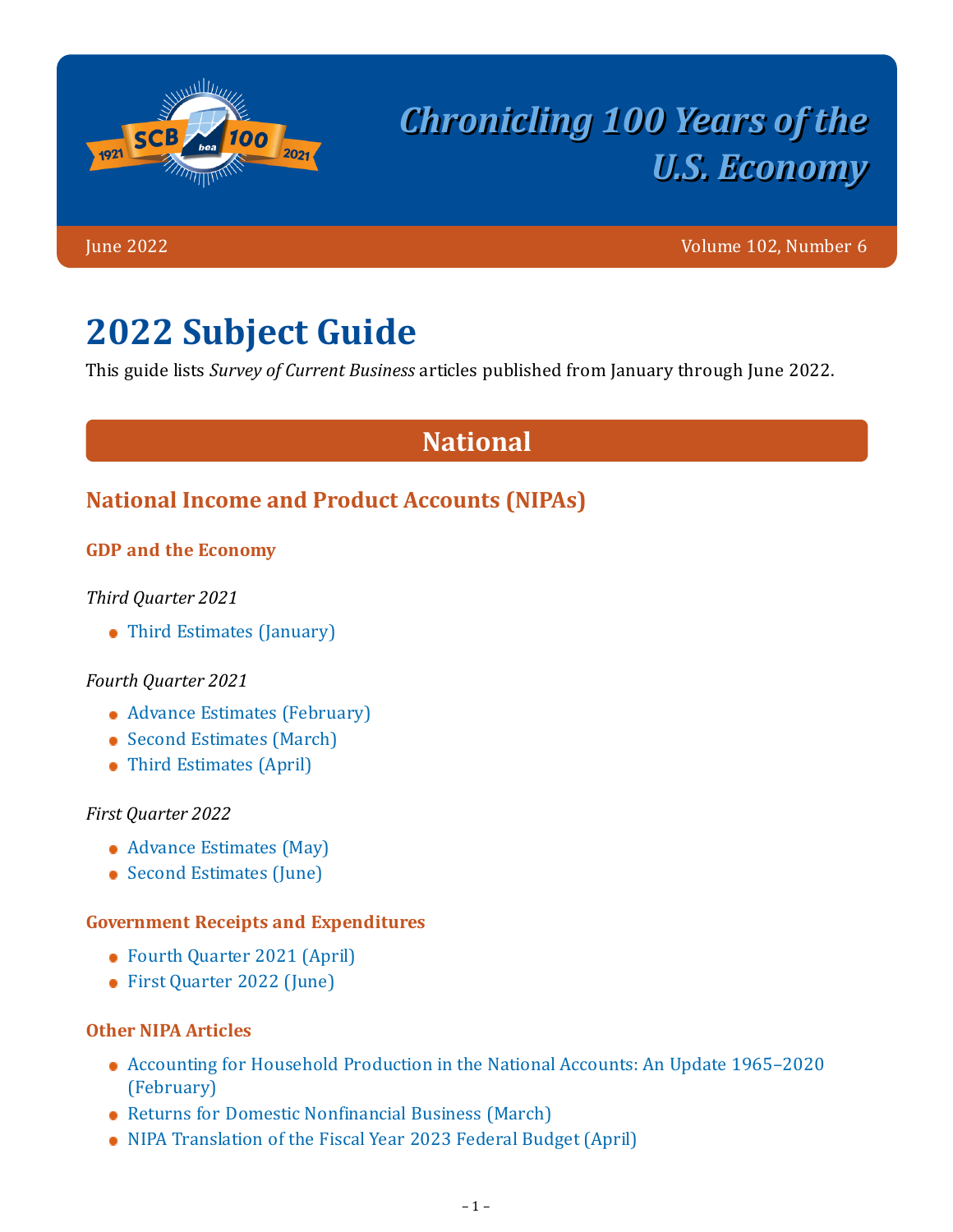# Chronicling 100 Years of the U.S. Economy

June 2022 Volume 102, Number 6

# 2022 Subject Guide

This guide lists *Survey of Current Business* articles published from January through June 2022.

## National

### National Income and Product Accounts (NIPAs)

#### GDP and the Economy

*Third Quarter 2021*

- Third Estimates (January)

*Fourth Quarter 2021*

- Advance Estimates (February)
- Second Estimates (March)
- Third Estimates (April)

*First Quarter 2022*

- Advance Estimates (May)
- Second Estimates (June)

#### Government Receipts and Expenditures

- Fourth Quarter 2021 (April)
- First Quarter 2022 (June)

#### Other NIPA Articles

- Accounting for Household Production in the National Accounts: An Update 1965–2020 (February)
- Returns for Domestic Nonfinancial Business (March)
- NIPA Translation of the Fiscal Year 2023 Federal Budget (April)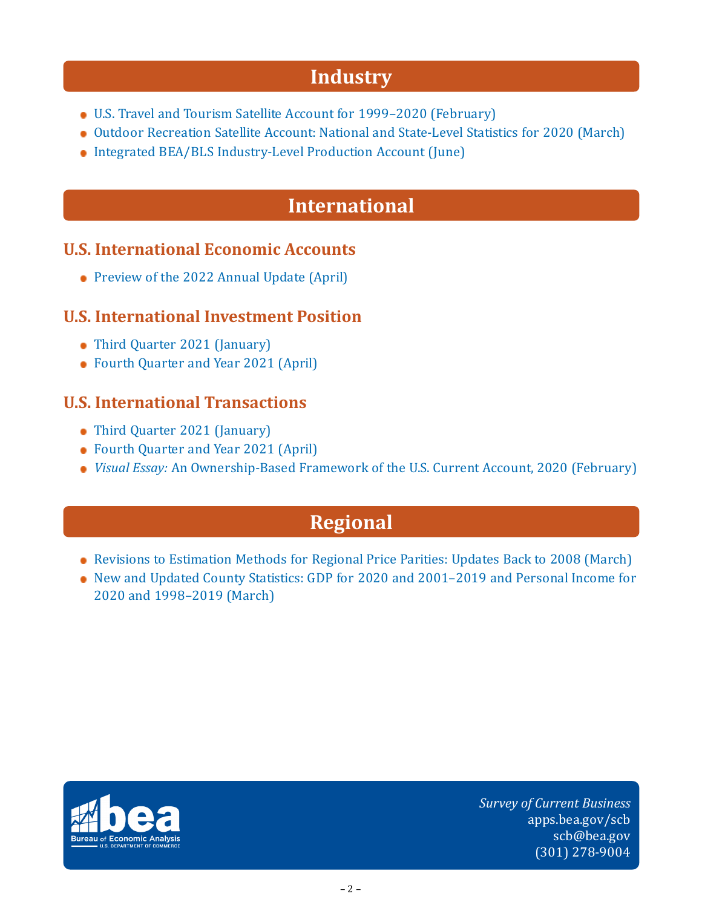# Industry

- U.S. Travel and Tourism Satellite Account for 1999–2020 (February)
- Outdoor Recreation Satellite Account: National and State-Level Statistics for 2020 (March)
- Integrated BEA/BLS Industry-Level Production Account (June)

# International

## U.S. International Economic Accounts

- Preview of the 2022 Annual Update (April)

## U.S. International Investment Position

- Third Quarter 2021 (January)
- Fourth Quarter and Year 2021 (April)

## U.S. International Transactions

- Third Quarter 2021 (January)
- Fourth Quarter and Year 2021 (April)
- *Visual Essay:* An Ownership-Based Framework of the U.S. Current Account, 2020 (February)

# Regional

- Revisions to Estimation Methods for Regional Price Parities: Updates Back to 2008 (March)
- New and Updated County Statistics: GDP for 2020 and 2001–2019 and Personal Income for 2020 and 1998–2019 (March)

bea
Bureau of Economic Analysis
U.S. DEPARTMENT OF COMMERCE

*Survey of Current Business*
apps.bea.gov/scb
scb@bea.gov
(301) 278-9004